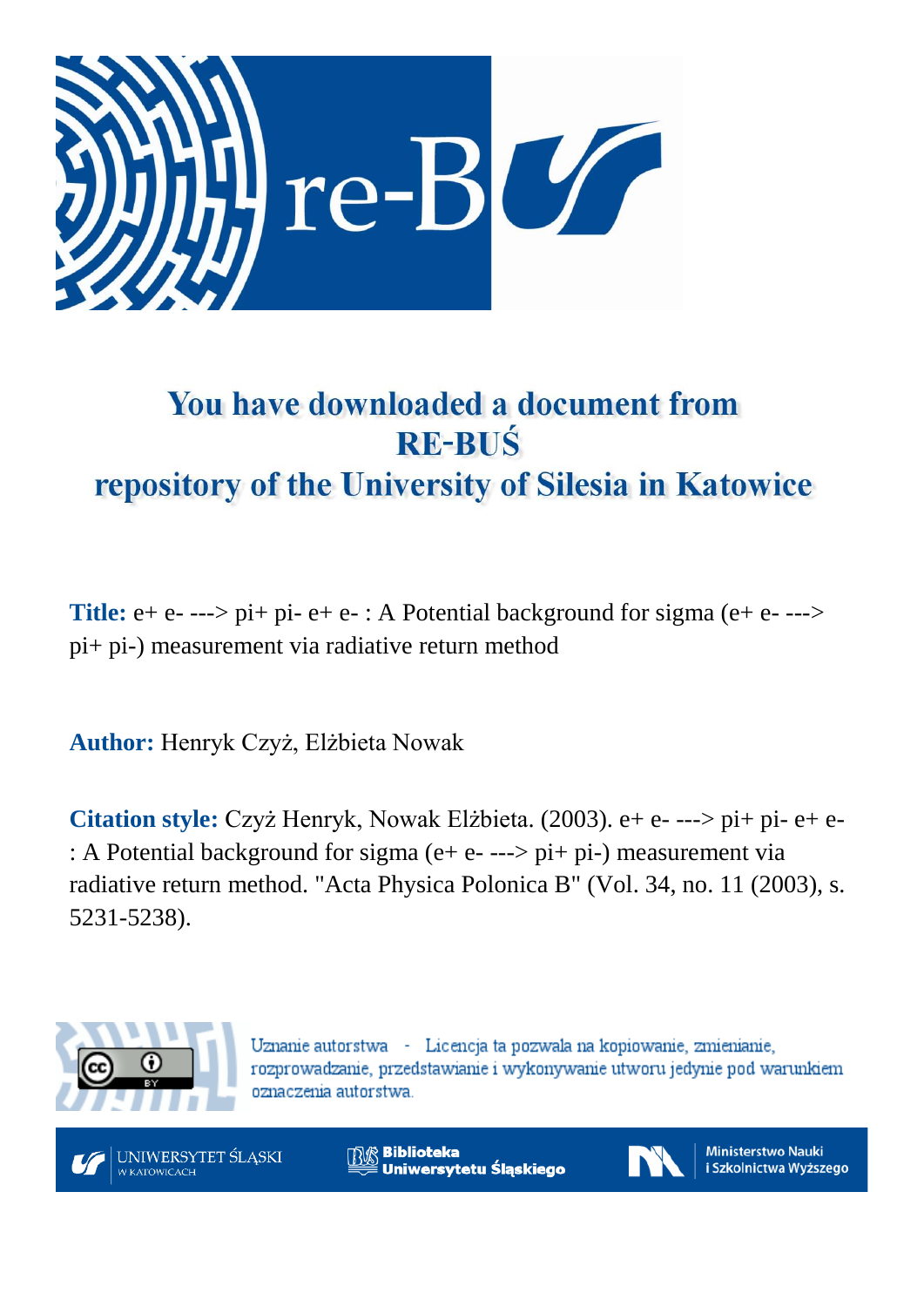# You have downloaded a document from RE-BUŚ repository of the University of Silesia in Katowice

**Title:** e+ e- ---> pi+ pi- e+ e- : A Potential background for sigma (e+ e- ---> pi+ pi-) measurement via radiative return method

**Author:** Henryk Czyż, Elżbieta Nowak

**Citation style:** Czyż Henryk, Nowak Elżbieta. (2003). e+ e- ---> pi+ pi- e+ e- : A Potential background for sigma (e+ e- ---> pi+ pi-) measurement via radiative return method. "Acta Physica Polonica B" (Vol. 34, no. 11 (2003), s. 5231-5238).

Uznanie autorstwa - Licencja ta pozwala na kopiowanie, zmienianie, rozprowadzanie, przedstawianie i wykonywanie utworu jedynie pod warunkiem oznaczenia autorstwa.

UNIWERSYTET ŚLĄSKI W KATOWICACH

Biblioteka Uniwersytetu Śląskiego

Ministerstwo Nauki i Szkolnictwa Wyższego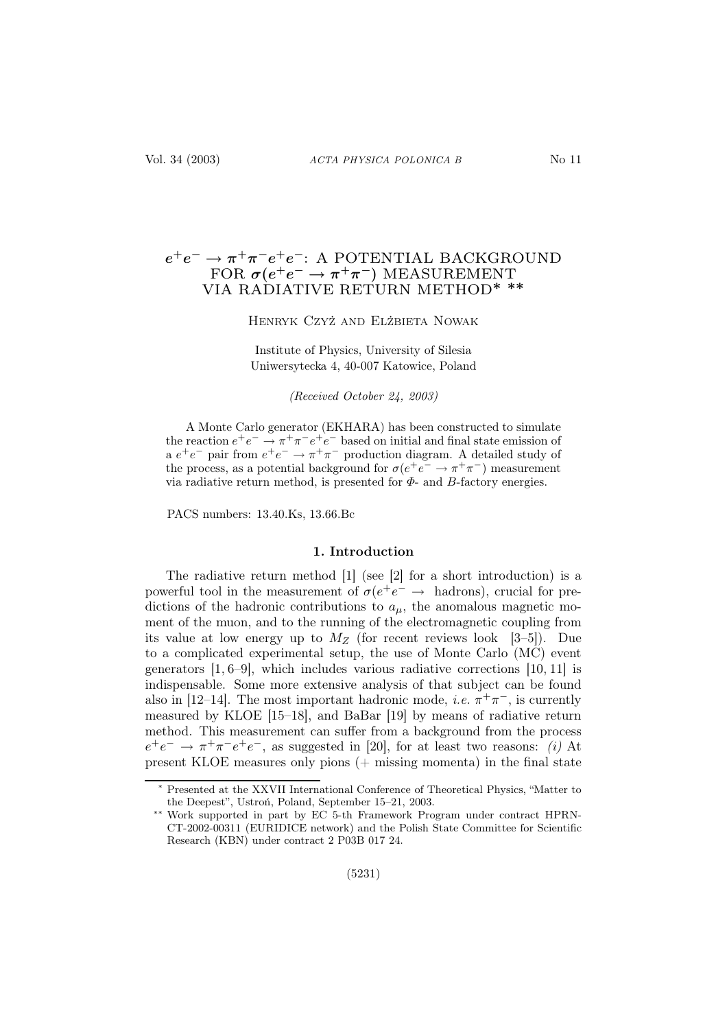# $e^+e^- \to \pi^+\pi^-e^+e^-$: A POTENTIAL BACKGROUND FOR $\sigma(e^+e^- \to \pi^+\pi^-)$ MEASUREMENT VIA RADIATIVE RETURN METHOD* **

Henryk Czyż and Elżbieta Nowak

Institute of Physics, University of Silesia
Uniwersytecka 4, 40-007 Katowice, Poland

*(Received October 24, 2003)*

A Monte Carlo generator (EKHARA) has been constructed to simulate the reaction $e^+e^- \to \pi^+\pi^-e^+e^-$ based on initial and final state emission of a $e^+e^-$ pair from $e^+e^- \to \pi^+\pi^-$ production diagram. A detailed study of the process, as a potential background for $\sigma(e^+e^- \to \pi^+\pi^-)$ measurement via radiative return method, is presented for $\Phi$- and $B$-factory energies.

PACS numbers: 13.40.Ks, 13.66.Bc

## 1. Introduction

The radiative return method [1] (see [2] for a short introduction) is a powerful tool in the measurement of $\sigma(e^+e^- \to$ hadrons), crucial for predictions of the hadronic contributions to $a_\mu$, the anomalous magnetic moment of the muon, and to the running of the electromagnetic coupling from its value at low energy up to $M_Z$ (for recent reviews look [3–5]). Due to a complicated experimental setup, the use of Monte Carlo (MC) event generators [1, 6–9], which includes various radiative corrections [10, 11] is indispensable. Some more extensive analysis of that subject can be found also in [12–14]. The most important hadronic mode, *i.e.* $\pi^+\pi^-$, is currently measured by KLOE [15–18], and BaBar [19] by means of radiative return method. This measurement can suffer from a background from the process $e^+e^- \to \pi^+\pi^-e^+e^-$, as suggested in [20], for at least two reasons: *(i)* At present KLOE measures only pions (+ missing momenta) in the final state

---

* Presented at the XXVII International Conference of Theoretical Physics, "Matter to the Deepest", Ustroń, Poland, September 15–21, 2003.

** Work supported in part by EC 5-th Framework Program under contract HPRN-CT-2002-00311 (EURIDICE network) and the Polish State Committee for Scientific Research (KBN) under contract 2 P03B 017 24.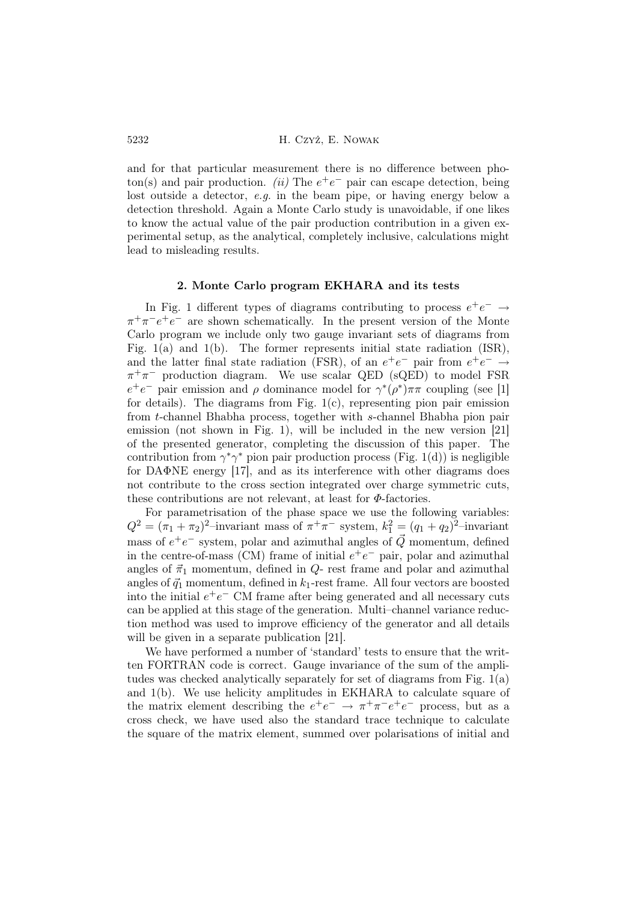and for that particular measurement there is no difference between photon(s) and pair production. *(ii)* The $e^+e^-$ pair can escape detection, being lost outside a detector, *e.g.* in the beam pipe, or having energy below a detection threshold. Again a Monte Carlo study is unavoidable, if one likes to know the actual value of the pair production contribution in a given experimental setup, as the analytical, completely inclusive, calculations might lead to misleading results.

## 2. Monte Carlo program EKHARA and its tests

In Fig. 1 different types of diagrams contributing to process $e^+e^- \to \pi^+\pi^-e^+e^-$ are shown schematically. In the present version of the Monte Carlo program we include only two gauge invariant sets of diagrams from Fig. 1(a) and 1(b). The former represents initial state radiation (ISR), and the latter final state radiation (FSR), of an $e^+e^-$ pair from $e^+e^- \to \pi^+\pi^-$ production diagram. We use scalar QED (sQED) to model FSR $e^+e^-$ pair emission and $\rho$ dominance model for $\gamma^*(\rho^*)\pi\pi$ coupling (see [1] for details). The diagrams from Fig. 1(c), representing pion pair emission from $t$-channel Bhabha process, together with $s$-channel Bhabha pion pair emission (not shown in Fig. 1), will be included in the new version [21] of the presented generator, completing the discussion of this paper. The contribution from $\gamma^*\gamma^*$ pion pair production process (Fig. 1(d)) is negligible for DAΦNE energy [17], and as its interference with other diagrams does not contribute to the cross section integrated over charge symmetric cuts, these contributions are not relevant, at least for $\Phi$-factories.

For parametrisation of the phase space we use the following variables: $Q^2 = (\pi_1 + \pi_2)^2$–invariant mass of $\pi^+\pi^-$ system, $k_1^2 = (q_1 + q_2)^2$–invariant mass of $e^+e^-$ system, polar and azimuthal angles of $\vec{Q}$ momentum, defined in the centre-of-mass (CM) frame of initial $e^+e^-$ pair, polar and azimuthal angles of $\vec{\pi}_1$ momentum, defined in $Q$- rest frame and polar and azimuthal angles of $\vec{q}_1$ momentum, defined in $k_1$-rest frame. All four vectors are boosted into the initial $e^+e^-$ CM frame after being generated and all necessary cuts can be applied at this stage of the generation. Multi–channel variance reduction method was used to improve efficiency of the generator and all details will be given in a separate publication [21].

We have performed a number of 'standard' tests to ensure that the written FORTRAN code is correct. Gauge invariance of the sum of the amplitudes was checked analytically separately for set of diagrams from Fig. 1(a) and 1(b). We use helicity amplitudes in EKHARA to calculate square of the matrix element describing the $e^+e^- \to \pi^+\pi^-e^+e^-$ process, but as a cross check, we have used also the standard trace technique to calculate the square of the matrix element, summed over polarisations of initial and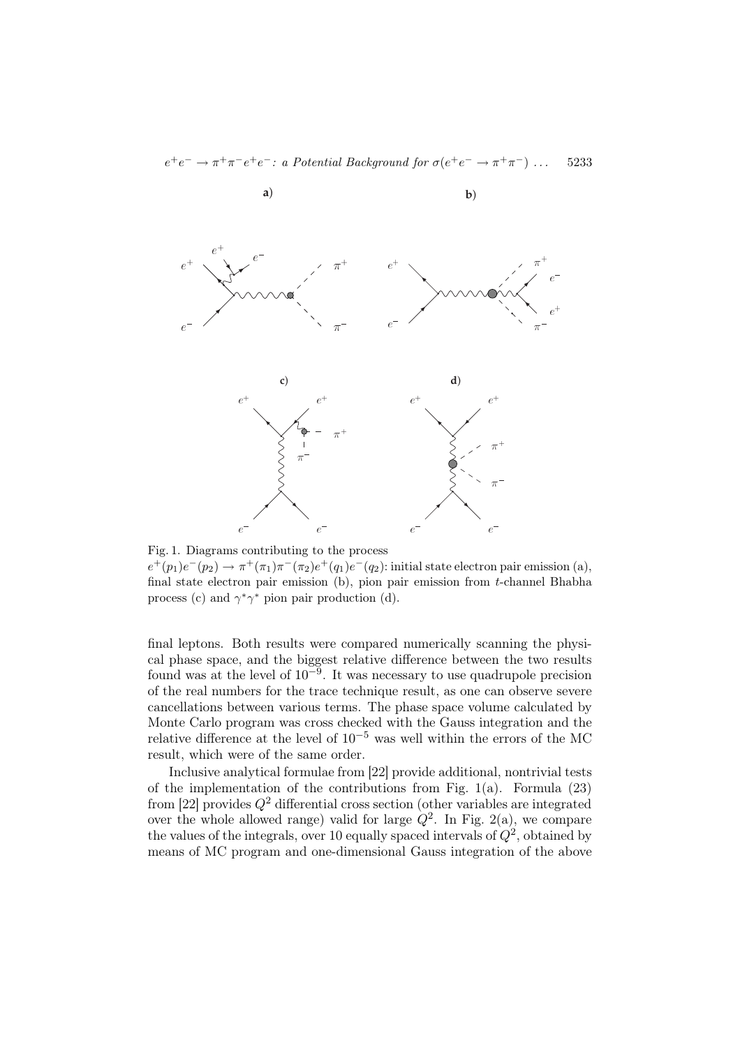Fig. 1. Diagrams contributing to the process $e^+(p_1)e^-(p_2) \to \pi^+(\pi_1)\pi^-(\pi_2)e^+(q_1)e^-(q_2)$: initial state electron pair emission (a), final state electron pair emission (b), pion pair emission from $t$-channel Bhabha process (c) and $\gamma^*\gamma^*$ pion pair production (d).

final leptons. Both results were compared numerically scanning the physical phase space, and the biggest relative difference between the two results found was at the level of $10^{-9}$. It was necessary to use quadrupole precision of the real numbers for the trace technique result, as one can observe severe cancellations between various terms. The phase space volume calculated by Monte Carlo program was cross checked with the Gauss integration and the relative difference at the level of $10^{-5}$ was well within the errors of the MC result, which were of the same order.

Inclusive analytical formulae from [22] provide additional, nontrivial tests of the implementation of the contributions from Fig. 1(a). Formula (23) from [22] provides $Q^2$ differential cross section (other variables are integrated over the whole allowed range) valid for large $Q^2$. In Fig. 2(a), we compare the values of the integrals, over 10 equally spaced intervals of $Q^2$, obtained by means of MC program and one-dimensional Gauss integration of the above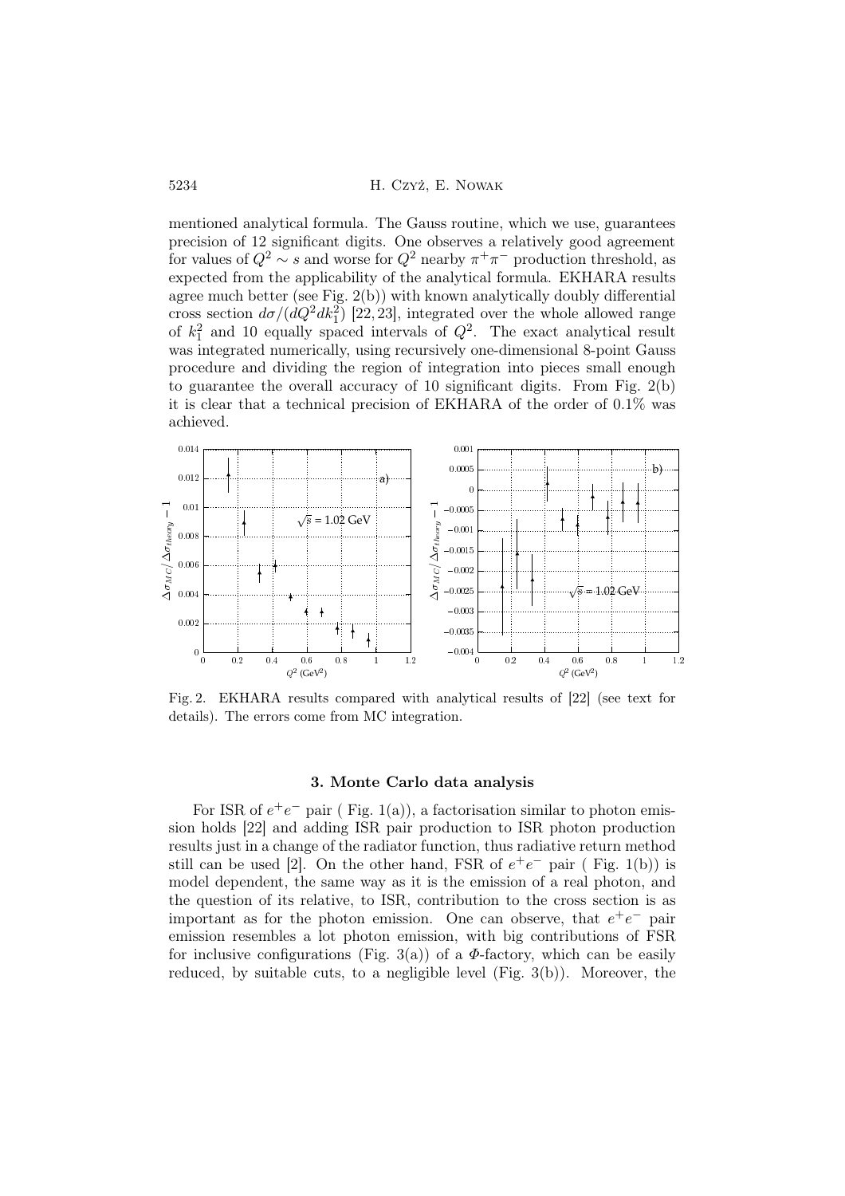mentioned analytical formula. The Gauss routine, which we use, guarantees precision of 12 significant digits. One observes a relatively good agreement for values of $Q^2 \sim s$ and worse for $Q^2$ nearby $\pi^+\pi^-$ production threshold, as expected from the applicability of the analytical formula. EKHARA results agree much better (see Fig. 2(b)) with known analytically doubly differential cross section $d\sigma/(dQ^2 dk_1^2)$ [22, 23], integrated over the whole allowed range of $k_1^2$ and 10 equally spaced intervals of $Q^2$. The exact analytical result was integrated numerically, using recursively one-dimensional 8-point Gauss procedure and dividing the region of integration into pieces small enough to guarantee the overall accuracy of 10 significant digits. From Fig. 2(b) it is clear that a technical precision of EKHARA of the order of 0.1% was achieved.

Fig. 2. EKHARA results compared with analytical results of [22] (see text for details). The errors come from MC integration.

### 3. Monte Carlo data analysis

For ISR of $e^+e^-$ pair ( Fig. 1(a)), a factorisation similar to photon emission holds [22] and adding ISR pair production to ISR photon production results just in a change of the radiator function, thus radiative return method still can be used [2]. On the other hand, FSR of $e^+e^-$ pair ( Fig. 1(b)) is model dependent, the same way as it is the emission of a real photon, and the question of its relative, to ISR, contribution to the cross section is as important as for the photon emission. One can observe, that $e^+e^-$ pair emission resembles a lot photon emission, with big contributions of FSR for inclusive configurations (Fig. 3(a)) of a $\Phi$-factory, which can be easily reduced, by suitable cuts, to a negligible level (Fig. 3(b)). Moreover, the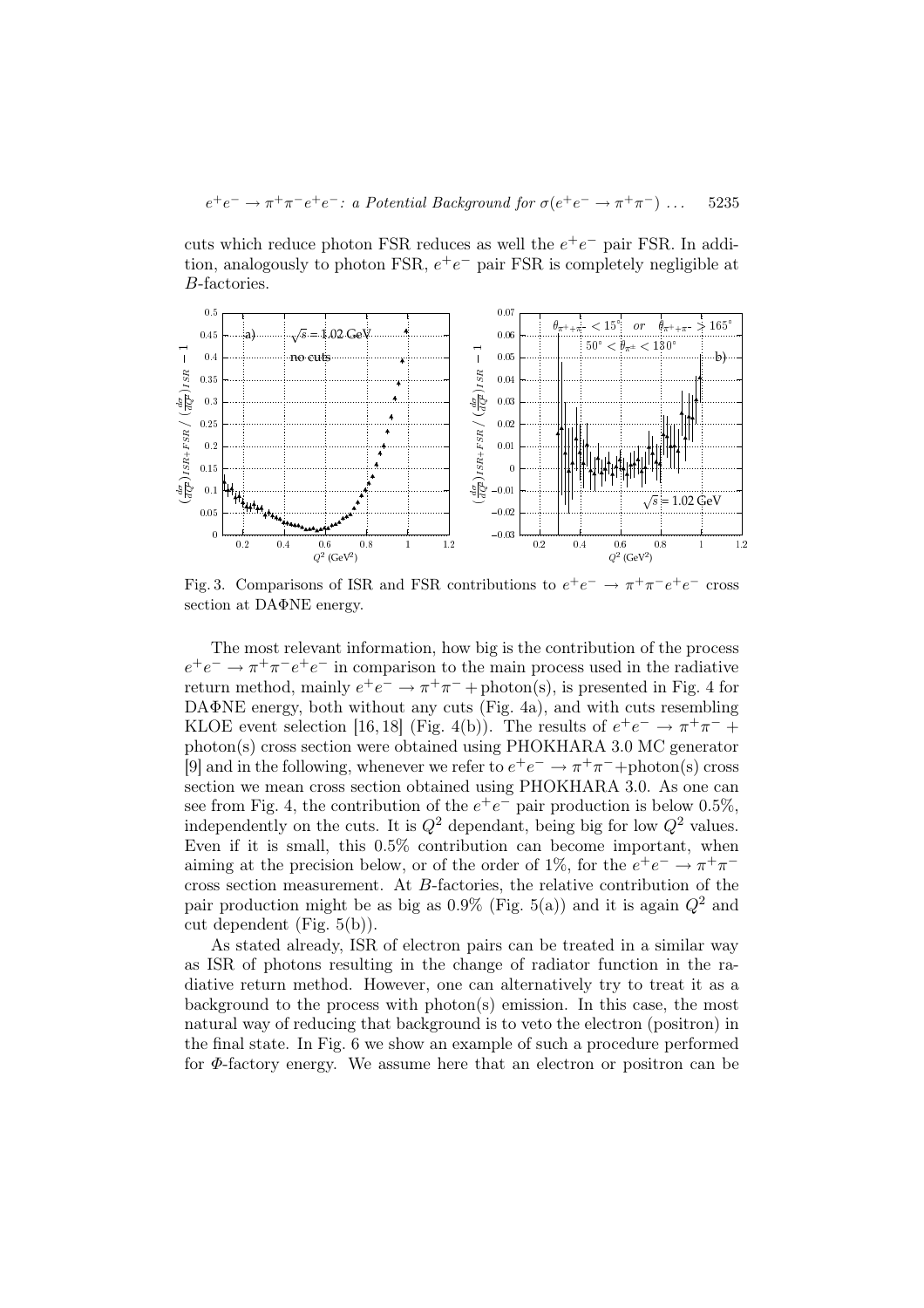cuts which reduce photon FSR reduces as well the $e^+e^-$ pair FSR. In addition, analogously to photon FSR, $e^+e^-$ pair FSR is completely negligible at $B$-factories.

Fig. 3. Comparisons of ISR and FSR contributions to $e^+e^- \to \pi^+\pi^-e^+e^-$ cross section at DAΦNE energy.

The most relevant information, how big is the contribution of the process $e^+e^- \to \pi^+\pi^-e^+e^-$ in comparison to the main process used in the radiative return method, mainly $e^+e^- \to \pi^+\pi^- + \text{photon(s)}$, is presented in Fig. 4 for DAΦNE energy, both without any cuts (Fig. 4a), and with cuts resembling KLOE event selection [16, 18] (Fig. 4(b)). The results of $e^+e^- \to \pi^+\pi^- +$ photon(s) cross section were obtained using PHOKHARA 3.0 MC generator [9] and in the following, whenever we refer to $e^+e^- \to \pi^+\pi^-+$photon(s) cross section we mean cross section obtained using PHOKHARA 3.0. As one can see from Fig. 4, the contribution of the $e^+e^-$ pair production is below 0.5%, independently on the cuts. It is $Q^2$ dependant, being big for low $Q^2$ values. Even if it is small, this 0.5% contribution can become important, when aiming at the precision below, or of the order of 1%, for the $e^+e^- \to \pi^+\pi^-$ cross section measurement. At $B$-factories, the relative contribution of the pair production might be as big as 0.9% (Fig. 5(a)) and it is again $Q^2$ and cut dependent (Fig. 5(b)).

As stated already, ISR of electron pairs can be treated in a similar way as ISR of photons resulting in the change of radiator function in the radiative return method. However, one can alternatively try to treat it as a background to the process with photon(s) emission. In this case, the most natural way of reducing that background is to veto the electron (positron) in the final state. In Fig. 6 we show an example of such a procedure performed for $\Phi$-factory energy. We assume here that an electron or positron can be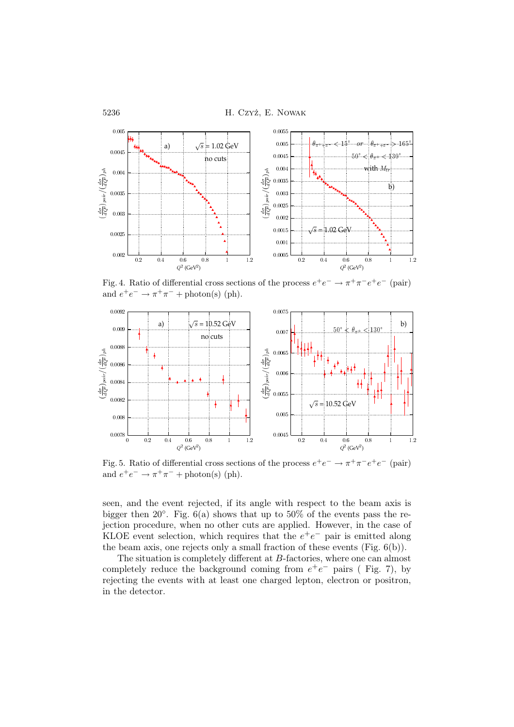Fig. 4. Ratio of differential cross sections of the process $e^+e^- \to \pi^+\pi^- e^+e^-$ (pair) and $e^+e^- \to \pi^+\pi^-$ + photon(s) (ph).

Fig. 5. Ratio of differential cross sections of the process $e^+e^- \to \pi^+\pi^- e^+e^-$ (pair) and $e^+e^- \to \pi^+\pi^-$ + photon(s) (ph).

seen, and the event rejected, if its angle with respect to the beam axis is bigger then 20°. Fig. 6(a) shows that up to 50% of the events pass the rejection procedure, when no other cuts are applied. However, in the case of KLOE event selection, which requires that the $e^+e^-$ pair is emitted along the beam axis, one rejects only a small fraction of these events (Fig. 6(b)).

The situation is completely different at $B$-factories, where one can almost completely reduce the background coming from $e^+e^-$ pairs ( Fig. 7), by rejecting the events with at least one charged lepton, electron or positron, in the detector.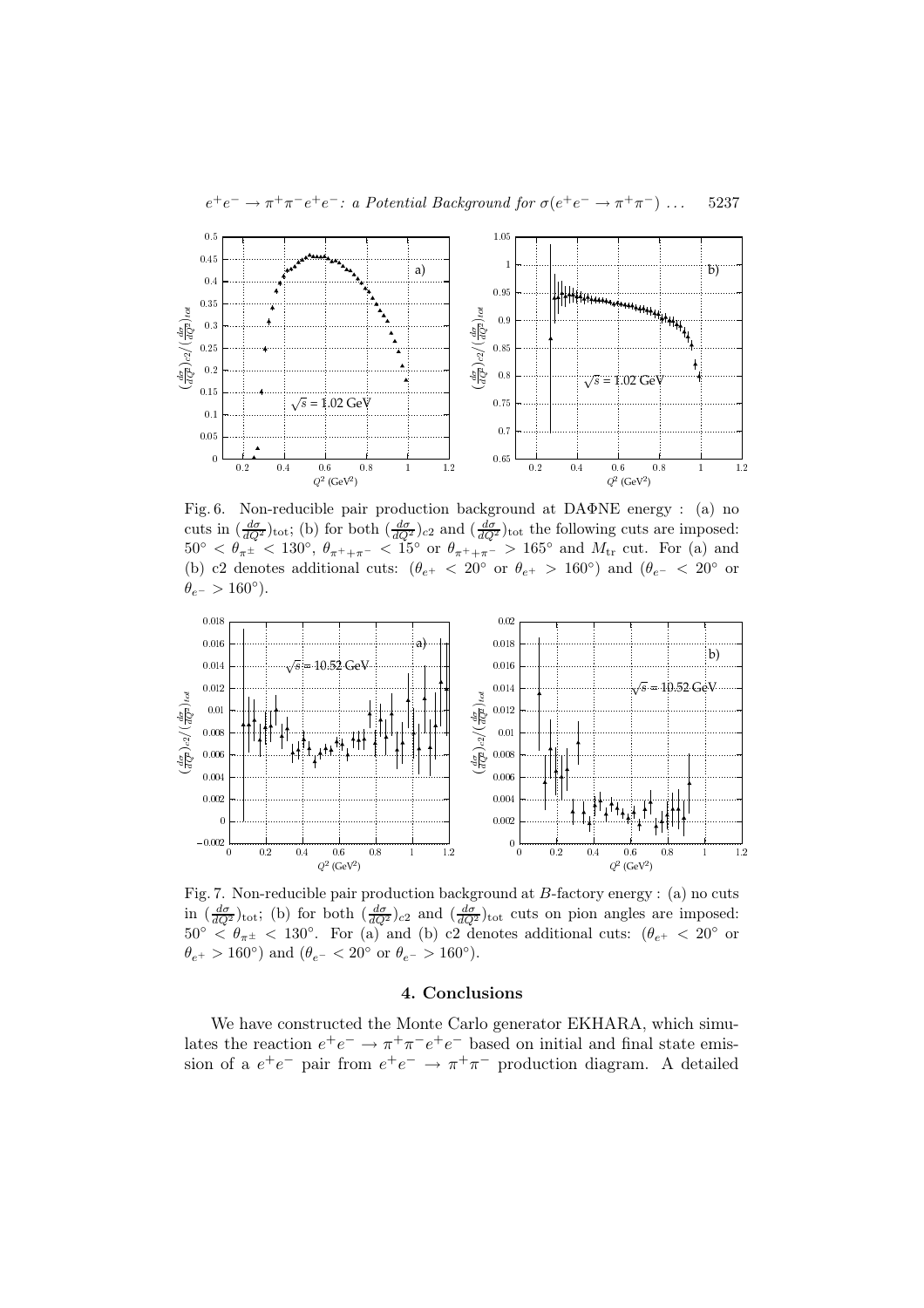Fig. 6. Non-reducible pair production background at DAΦNE energy : (a) no cuts in $(\frac{d\sigma}{dQ^2})_{\rm tot}$; (b) for both $(\frac{d\sigma}{dQ^2})_{c2}$ and $(\frac{d\sigma}{dQ^2})_{\rm tot}$ the following cuts are imposed: $50^\circ < \theta_{\pi^\pm} < 130^\circ$, $\theta_{\pi^+ + \pi^-} < 15^\circ$ or $\theta_{\pi^+ + \pi^-} > 165^\circ$ and $M_{\rm tr}$ cut. For (a) and (b) c2 denotes additional cuts: ($\theta_{e^+} < 20^\circ$ or $\theta_{e^+} > 160^\circ$) and ($\theta_{e^-} < 20^\circ$ or $\theta_{e^-} > 160^\circ$).

Fig. 7. Non-reducible pair production background at $B$-factory energy : (a) no cuts in $(\frac{d\sigma}{dQ^2})_{\rm tot}$; (b) for both $(\frac{d\sigma}{dQ^2})_{c2}$ and $(\frac{d\sigma}{dQ^2})_{\rm tot}$ cuts on pion angles are imposed: $50^\circ < \theta_{\pi^\pm} < 130^\circ$. For (a) and (b) c2 denotes additional cuts: ($\theta_{e^+} < 20^\circ$ or $\theta_{e^+} > 160^\circ$) and ($\theta_{e^-} < 20^\circ$ or $\theta_{e^-} > 160^\circ$).

## 4. Conclusions

We have constructed the Monte Carlo generator EKHARA, which simulates the reaction $e^+e^- \to \pi^+\pi^-e^+e^-$ based on initial and final state emission of a $e^+e^-$ pair from $e^+e^- \to \pi^+\pi^-$ production diagram. A detailed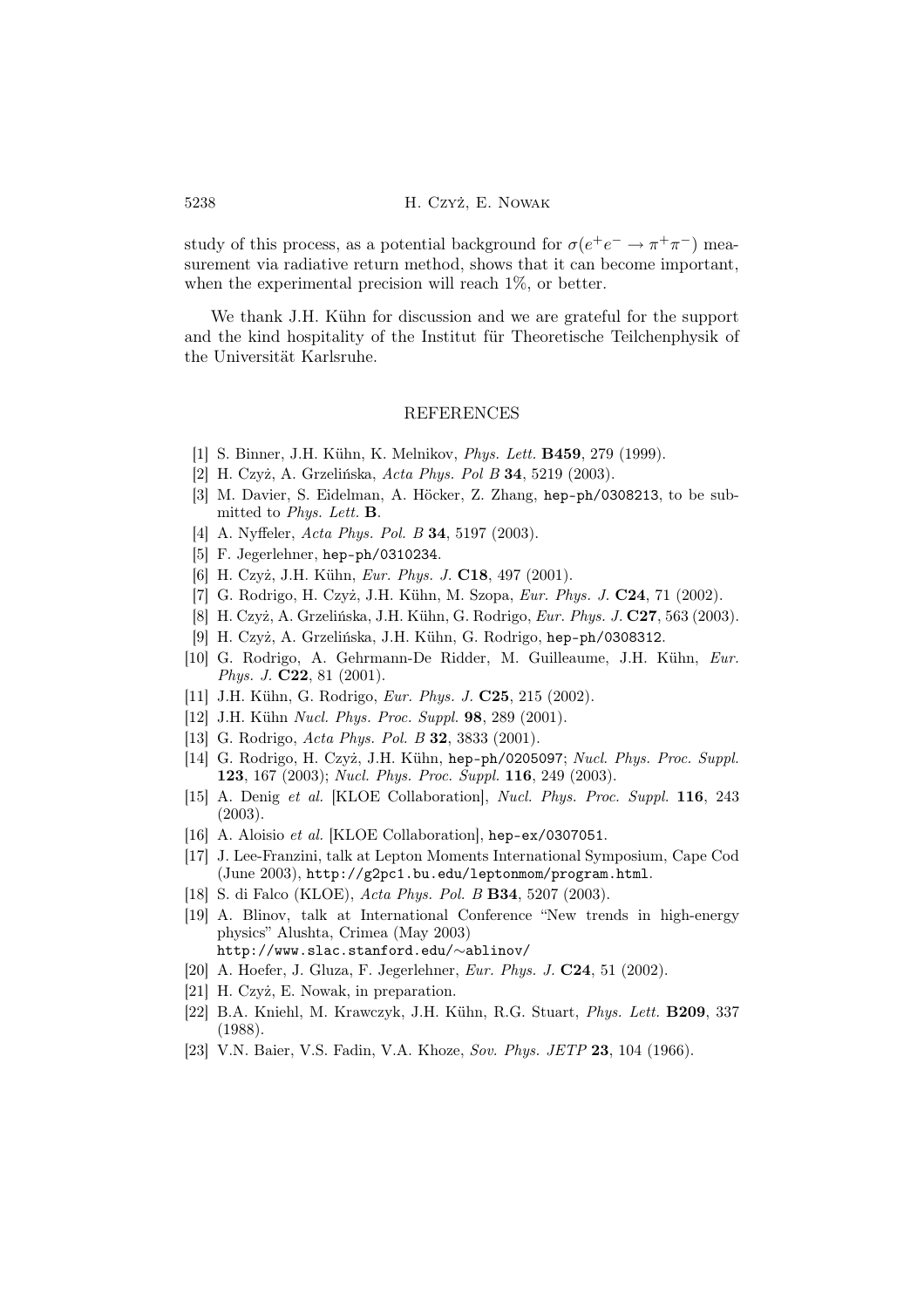study of this process, as a potential background for $\sigma(e^+e^- \to \pi^+\pi^-)$ measurement via radiative return method, shows that it can become important, when the experimental precision will reach 1%, or better.

We thank J.H. Kühn for discussion and we are grateful for the support and the kind hospitality of the Institut für Theoretische Teilchenphysik of the Universität Karlsruhe.

## REFERENCES

[1] S. Binner, J.H. Kühn, K. Melnikov, *Phys. Lett.* **B459**, 279 (1999).

[2] H. Czyż, A. Grzelińska, *Acta Phys. Pol B* **34**, 5219 (2003).

[3] M. Davier, S. Eidelman, A. Höcker, Z. Zhang, `hep-ph/0308213`, to be submitted to *Phys. Lett.* **B**.

[4] A. Nyffeler, *Acta Phys. Pol. B* **34**, 5197 (2003).

[5] F. Jegerlehner, `hep-ph/0310234`.

[6] H. Czyż, J.H. Kühn, *Eur. Phys. J.* **C18**, 497 (2001).

[7] G. Rodrigo, H. Czyż, J.H. Kühn, M. Szopa, *Eur. Phys. J.* **C24**, 71 (2002).

[8] H. Czyż, A. Grzelińska, J.H. Kühn, G. Rodrigo, *Eur. Phys. J.* **C27**, 563 (2003).

[9] H. Czyż, A. Grzelińska, J.H. Kühn, G. Rodrigo, `hep-ph/0308312`.

[10] G. Rodrigo, A. Gehrmann-De Ridder, M. Guilleaume, J.H. Kühn, *Eur. Phys. J.* **C22**, 81 (2001).

[11] J.H. Kühn, G. Rodrigo, *Eur. Phys. J.* **C25**, 215 (2002).

[12] J.H. Kühn *Nucl. Phys. Proc. Suppl.* **98**, 289 (2001).

[13] G. Rodrigo, *Acta Phys. Pol. B* **32**, 3833 (2001).

[14] G. Rodrigo, H. Czyż, J.H. Kühn, `hep-ph/0205097`; *Nucl. Phys. Proc. Suppl.* **123**, 167 (2003); *Nucl. Phys. Proc. Suppl.* **116**, 249 (2003).

[15] A. Denig *et al.* [KLOE Collaboration], *Nucl. Phys. Proc. Suppl.* **116**, 243 (2003).

[16] A. Aloisio *et al.* [KLOE Collaboration], `hep-ex/0307051`.

[17] J. Lee-Franzini, talk at Lepton Moments International Symposium, Cape Cod (June 2003), `http://g2pc1.bu.edu/leptonmom/program.html`.

[18] S. di Falco (KLOE), *Acta Phys. Pol. B* **B34**, 5207 (2003).

[19] A. Blinov, talk at International Conference "New trends in high-energy physics" Alushta, Crimea (May 2003) `http://www.slac.stanford.edu/~ablinov/`

[20] A. Hoefer, J. Gluza, F. Jegerlehner, *Eur. Phys. J.* **C24**, 51 (2002).

[21] H. Czyż, E. Nowak, in preparation.

[22] B.A. Kniehl, M. Krawczyk, J.H. Kühn, R.G. Stuart, *Phys. Lett.* **B209**, 337 (1988).

[23] V.N. Baier, V.S. Fadin, V.A. Khoze, *Sov. Phys. JETP* **23**, 104 (1966).